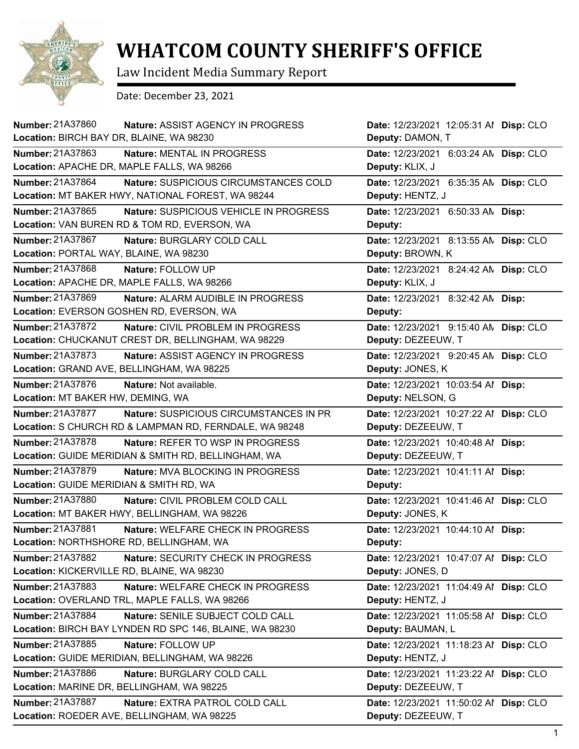# WHATCOM COUNTY SHERIFF'S OFFICE

Law Incident Media Summary Report

Date: December 23, 2021

| Number | Nature | Location | Date | Deputy | Disp |
|---|---|---|---|---|---|
| 21A37860 | ASSIST AGENCY IN PROGRESS | BIRCH BAY DR, BLAINE, WA 98230 | 12/23/2021 12:05:31 AM | DAMON, T | CLO |
| 21A37863 | MENTAL IN PROGRESS | APACHE DR, MAPLE FALLS, WA 98266 | 12/23/2021 6:03:24 AM | KLIX, J | CLO |
| 21A37864 | SUSPICIOUS CIRCUMSTANCES COLD | MT BAKER HWY, NATIONAL FOREST, WA 98244 | 12/23/2021 6:35:35 AM | HENTZ, J | CLO |
| 21A37865 | SUSPICIOUS VEHICLE IN PROGRESS | VAN BUREN RD & TOM RD, EVERSON, WA | 12/23/2021 6:50:33 AM | | |
| 21A37867 | BURGLARY COLD CALL | PORTAL WAY, BLAINE, WA 98230 | 12/23/2021 8:13:55 AM | BROWN, K | CLO |
| 21A37868 | FOLLOW UP | APACHE DR, MAPLE FALLS, WA 98266 | 12/23/2021 8:24:42 AM | KLIX, J | CLO |
| 21A37869 | ALARM AUDIBLE IN PROGRESS | EVERSON GOSHEN RD, EVERSON, WA | 12/23/2021 8:32:42 AM | | |
| 21A37872 | CIVIL PROBLEM IN PROGRESS | CHUCKANUT CREST DR, BELLINGHAM, WA 98229 | 12/23/2021 9:15:40 AM | DEZEEUW, T | CLO |
| 21A37873 | ASSIST AGENCY IN PROGRESS | GRAND AVE, BELLINGHAM, WA 98225 | 12/23/2021 9:20:45 AM | JONES, K | CLO |
| 21A37876 | Not available. | MT BAKER HW, DEMING, WA | 12/23/2021 10:03:54 AM | NELSON, G | |
| 21A37877 | SUSPICIOUS CIRCUMSTANCES IN PR | S CHURCH RD & LAMPMAN RD, FERNDALE, WA 98248 | 12/23/2021 10:27:22 AM | DEZEEUW, T | CLO |
| 21A37878 | REFER TO WSP IN PROGRESS | GUIDE MERIDIAN & SMITH RD, BELLINGHAM, WA | 12/23/2021 10:40:48 AM | DEZEEUW, T | |
| 21A37879 | MVA BLOCKING IN PROGRESS | GUIDE MERIDIAN & SMITH RD, WA | 12/23/2021 10:41:11 AM | | |
| 21A37880 | CIVIL PROBLEM COLD CALL | MT BAKER HWY, BELLINGHAM, WA 98226 | 12/23/2021 10:41:46 AM | JONES, K | CLO |
| 21A37881 | WELFARE CHECK IN PROGRESS | NORTHSHORE RD, BELLINGHAM, WA | 12/23/2021 10:44:10 AM | | |
| 21A37882 | SECURITY CHECK IN PROGRESS | KICKERVILLE RD, BLAINE, WA 98230 | 12/23/2021 10:47:07 AM | JONES, D | CLO |
| 21A37883 | WELFARE CHECK IN PROGRESS | OVERLAND TRL, MAPLE FALLS, WA 98266 | 12/23/2021 11:04:49 AM | HENTZ, J | CLO |
| 21A37884 | SENILE SUBJECT COLD CALL | BIRCH BAY LYNDEN RD SPC 146, BLAINE, WA 98230 | 12/23/2021 11:05:58 AM | BAUMAN, L | CLO |
| 21A37885 | FOLLOW UP | GUIDE MERIDIAN, BELLINGHAM, WA 98226 | 12/23/2021 11:18:23 AM | HENTZ, J | CLO |
| 21A37886 | BURGLARY COLD CALL | MARINE DR, BELLINGHAM, WA 98225 | 12/23/2021 11:23:22 AM | DEZEEUW, T | CLO |
| 21A37887 | EXTRA PATROL COLD CALL | ROEDER AVE, BELLINGHAM, WA 98225 | 12/23/2021 11:50:02 AM | DEZEEUW, T | CLO |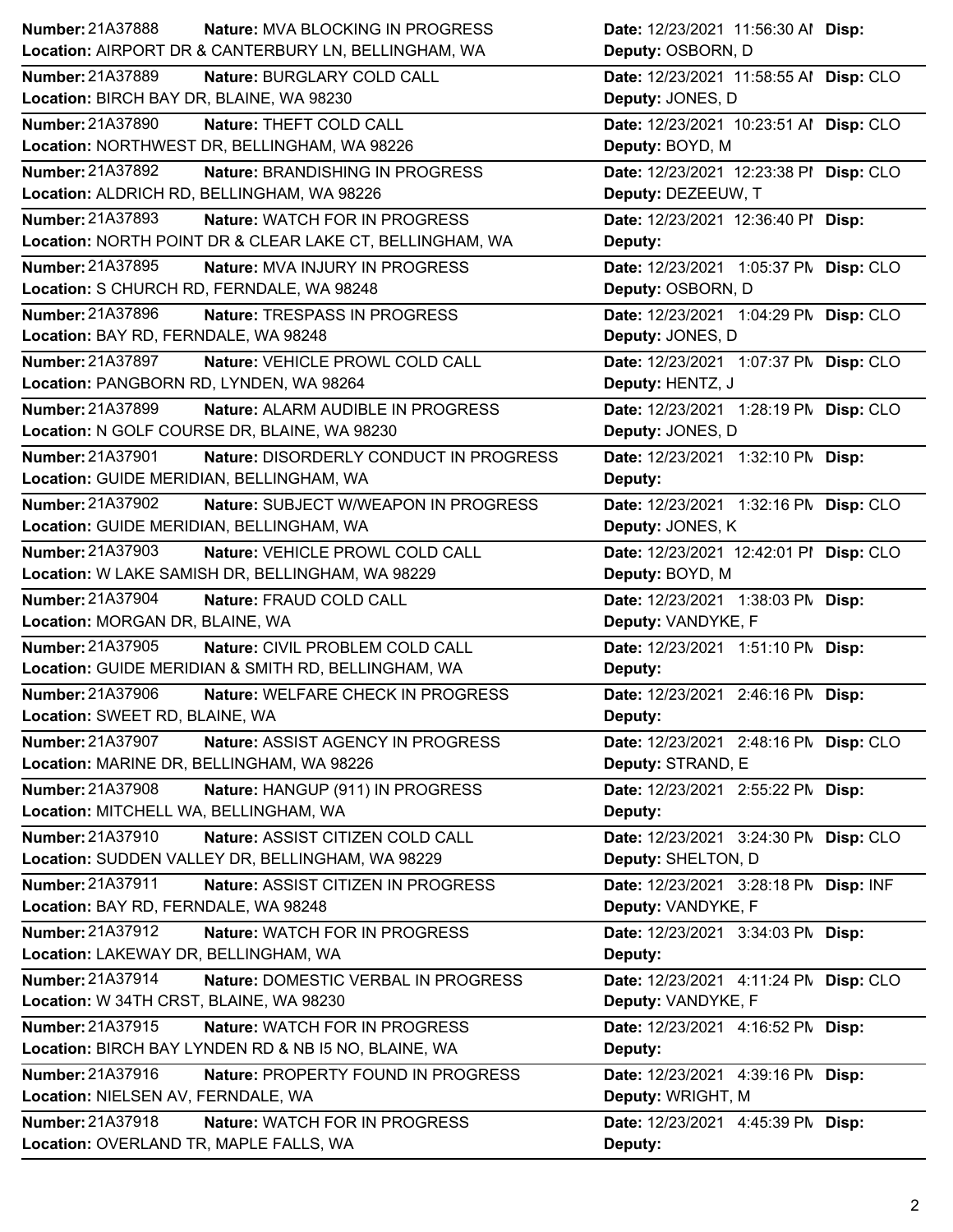**Number:** 21A37888 **Nature:** MVA BLOCKING IN PROGRESS **Date:** 12/23/2021 11:56:30 AM **Disp:**
**Location:** AIRPORT DR & CANTERBURY LN, BELLINGHAM, WA **Deputy:** OSBORN, D

**Number:** 21A37889 **Nature:** BURGLARY COLD CALL **Date:** 12/23/2021 11:58:55 AM **Disp:** CLO
**Location:** BIRCH BAY DR, BLAINE, WA 98230 **Deputy:** JONES, D

**Number:** 21A37890 **Nature:** THEFT COLD CALL **Date:** 12/23/2021 10:23:51 AM **Disp:** CLO
**Location:** NORTHWEST DR, BELLINGHAM, WA 98226 **Deputy:** BOYD, M

**Number:** 21A37892 **Nature:** BRANDISHING IN PROGRESS **Date:** 12/23/2021 12:23:38 PM **Disp:** CLO
**Location:** ALDRICH RD, BELLINGHAM, WA 98226 **Deputy:** DEZEEUW, T

**Number:** 21A37893 **Nature:** WATCH FOR IN PROGRESS **Date:** 12/23/2021 12:36:40 PM **Disp:**
**Location:** NORTH POINT DR & CLEAR LAKE CT, BELLINGHAM, WA **Deputy:**

**Number:** 21A37895 **Nature:** MVA INJURY IN PROGRESS **Date:** 12/23/2021 1:05:37 PM **Disp:** CLO
**Location:** S CHURCH RD, FERNDALE, WA 98248 **Deputy:** OSBORN, D

**Number:** 21A37896 **Nature:** TRESPASS IN PROGRESS **Date:** 12/23/2021 1:04:29 PM **Disp:** CLO
**Location:** BAY RD, FERNDALE, WA 98248 **Deputy:** JONES, D

**Number:** 21A37897 **Nature:** VEHICLE PROWL COLD CALL **Date:** 12/23/2021 1:07:37 PM **Disp:** CLO
**Location:** PANGBORN RD, LYNDEN, WA 98264 **Deputy:** HENTZ, J

**Number:** 21A37899 **Nature:** ALARM AUDIBLE IN PROGRESS **Date:** 12/23/2021 1:28:19 PM **Disp:** CLO
**Location:** N GOLF COURSE DR, BLAINE, WA 98230 **Deputy:** JONES, D

**Number:** 21A37901 **Nature:** DISORDERLY CONDUCT IN PROGRESS **Date:** 12/23/2021 1:32:10 PM **Disp:**
**Location:** GUIDE MERIDIAN, BELLINGHAM, WA **Deputy:**

**Number:** 21A37902 **Nature:** SUBJECT W/WEAPON IN PROGRESS **Date:** 12/23/2021 1:32:16 PM **Disp:** CLO
**Location:** GUIDE MERIDIAN, BELLINGHAM, WA **Deputy:** JONES, K

**Number:** 21A37903 **Nature:** VEHICLE PROWL COLD CALL **Date:** 12/23/2021 12:42:01 PM **Disp:** CLO
**Location:** W LAKE SAMISH DR, BELLINGHAM, WA 98229 **Deputy:** BOYD, M

**Number:** 21A37904 **Nature:** FRAUD COLD CALL **Date:** 12/23/2021 1:38:03 PM **Disp:**
**Location:** MORGAN DR, BLAINE, WA **Deputy:** VANDYKE, F

**Number:** 21A37905 **Nature:** CIVIL PROBLEM COLD CALL **Date:** 12/23/2021 1:51:10 PM **Disp:**
**Location:** GUIDE MERIDIAN & SMITH RD, BELLINGHAM, WA **Deputy:**

**Number:** 21A37906 **Nature:** WELFARE CHECK IN PROGRESS **Date:** 12/23/2021 2:46:16 PM **Disp:**
**Location:** SWEET RD, BLAINE, WA **Deputy:**

**Number:** 21A37907 **Nature:** ASSIST AGENCY IN PROGRESS **Date:** 12/23/2021 2:48:16 PM **Disp:** CLO
**Location:** MARINE DR, BELLINGHAM, WA 98226 **Deputy:** STRAND, E

**Number:** 21A37908 **Nature:** HANGUP (911) IN PROGRESS **Date:** 12/23/2021 2:55:22 PM **Disp:**
**Location:** MITCHELL WA, BELLINGHAM, WA **Deputy:**

**Number:** 21A37910 **Nature:** ASSIST CITIZEN COLD CALL **Date:** 12/23/2021 3:24:30 PM **Disp:** CLO
**Location:** SUDDEN VALLEY DR, BELLINGHAM, WA 98229 **Deputy:** SHELTON, D

**Number:** 21A37911 **Nature:** ASSIST CITIZEN IN PROGRESS **Date:** 12/23/2021 3:28:18 PM **Disp:** INF
**Location:** BAY RD, FERNDALE, WA 98248 **Deputy:** VANDYKE, F

**Number:** 21A37912 **Nature:** WATCH FOR IN PROGRESS **Date:** 12/23/2021 3:34:03 PM **Disp:**
**Location:** LAKEWAY DR, BELLINGHAM, WA **Deputy:**

**Number:** 21A37914 **Nature:** DOMESTIC VERBAL IN PROGRESS **Date:** 12/23/2021 4:11:24 PM **Disp:** CLO
**Location:** W 34TH CRST, BLAINE, WA 98230 **Deputy:** VANDYKE, F

**Number:** 21A37915 **Nature:** WATCH FOR IN PROGRESS **Date:** 12/23/2021 4:16:52 PM **Disp:**
**Location:** BIRCH BAY LYNDEN RD & NB I5 NO, BLAINE, WA **Deputy:**

**Number:** 21A37916 **Nature:** PROPERTY FOUND IN PROGRESS **Date:** 12/23/2021 4:39:16 PM **Disp:**
**Location:** NIELSEN AV, FERNDALE, WA **Deputy:** WRIGHT, M

**Number:** 21A37918 **Nature:** WATCH FOR IN PROGRESS **Date:** 12/23/2021 4:45:39 PM **Disp:**
**Location:** OVERLAND TR, MAPLE FALLS, WA **Deputy:**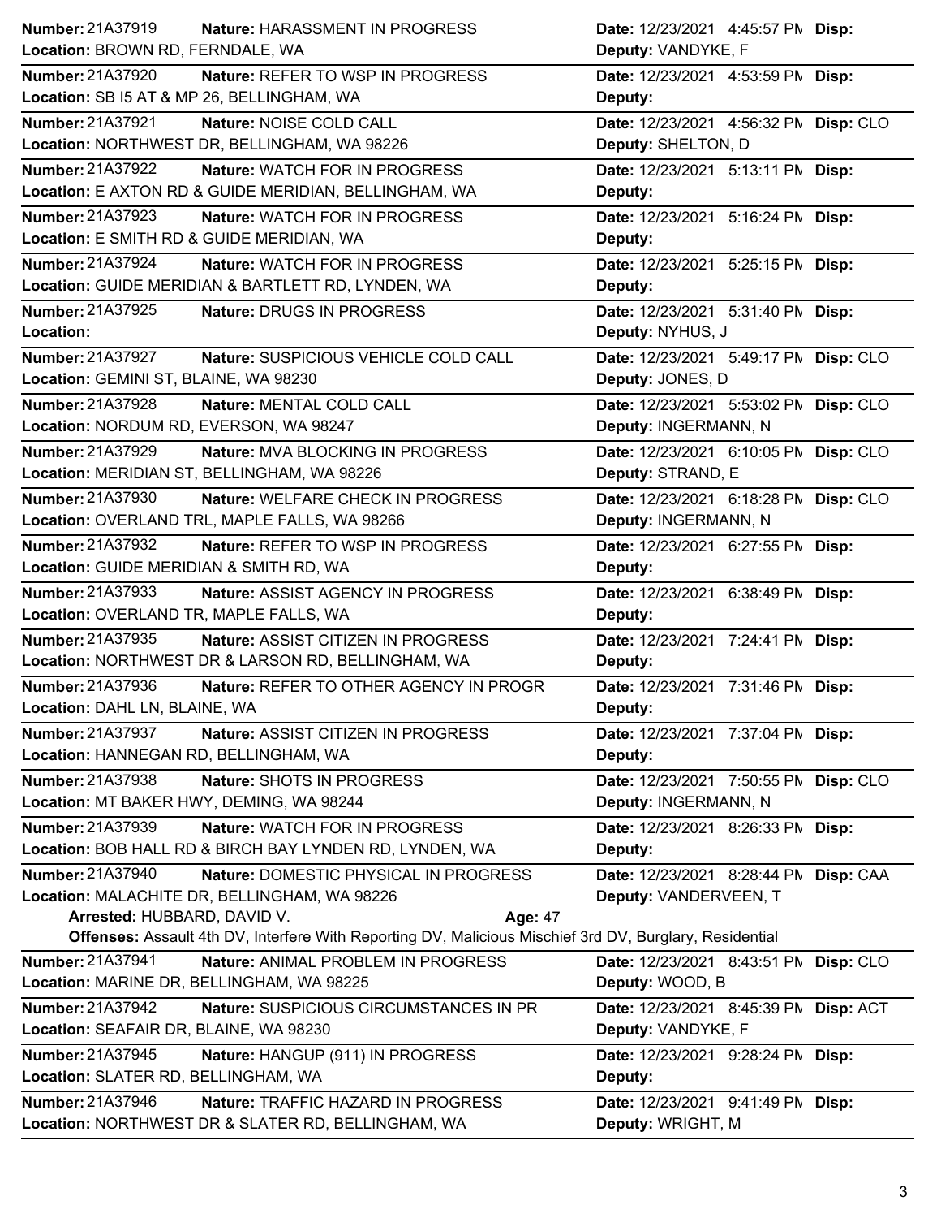| Number | Nature | Date | Disp |
| --- | --- | --- | --- |
| 21A37919 | HARASSMENT IN PROGRESS | 12/23/2021 4:45:57 PM | |
| Location: BROWN RD, FERNDALE, WA | | Deputy: VANDYKE, F | |
| 21A37920 | REFER TO WSP IN PROGRESS | 12/23/2021 4:53:59 PM | |
| Location: SB I5 AT & MP 26, BELLINGHAM, WA | | Deputy: | |
| 21A37921 | NOISE COLD CALL | 12/23/2021 4:56:32 PM | CLO |
| Location: NORTHWEST DR, BELLINGHAM, WA 98226 | | Deputy: SHELTON, D | |
| 21A37922 | WATCH FOR IN PROGRESS | 12/23/2021 5:13:11 PM | |
| Location: E AXTON RD & GUIDE MERIDIAN, BELLINGHAM, WA | | Deputy: | |
| 21A37923 | WATCH FOR IN PROGRESS | 12/23/2021 5:16:24 PM | |
| Location: E SMITH RD & GUIDE MERIDIAN, WA | | Deputy: | |
| 21A37924 | WATCH FOR IN PROGRESS | 12/23/2021 5:25:15 PM | |
| Location: GUIDE MERIDIAN & BARTLETT RD, LYNDEN, WA | | Deputy: | |
| 21A37925 | DRUGS IN PROGRESS | 12/23/2021 5:31:40 PM | |
| Location: | | Deputy: NYHUS, J | |
| 21A37927 | SUSPICIOUS VEHICLE COLD CALL | 12/23/2021 5:49:17 PM | CLO |
| Location: GEMINI ST, BLAINE, WA 98230 | | Deputy: JONES, D | |
| 21A37928 | MENTAL COLD CALL | 12/23/2021 5:53:02 PM | CLO |
| Location: NORDUM RD, EVERSON, WA 98247 | | Deputy: INGERMANN, N | |
| 21A37929 | MVA BLOCKING IN PROGRESS | 12/23/2021 6:10:05 PM | CLO |
| Location: MERIDIAN ST, BELLINGHAM, WA 98226 | | Deputy: STRAND, E | |
| 21A37930 | WELFARE CHECK IN PROGRESS | 12/23/2021 6:18:28 PM | CLO |
| Location: OVERLAND TRL, MAPLE FALLS, WA 98266 | | Deputy: INGERMANN, N | |
| 21A37932 | REFER TO WSP IN PROGRESS | 12/23/2021 6:27:55 PM | |
| Location: GUIDE MERIDIAN & SMITH RD, WA | | Deputy: | |
| 21A37933 | ASSIST AGENCY IN PROGRESS | 12/23/2021 6:38:49 PM | |
| Location: OVERLAND TR, MAPLE FALLS, WA | | Deputy: | |
| 21A37935 | ASSIST CITIZEN IN PROGRESS | 12/23/2021 7:24:41 PM | |
| Location: NORTHWEST DR & LARSON RD, BELLINGHAM, WA | | Deputy: | |
| 21A37936 | REFER TO OTHER AGENCY IN PROGR | 12/23/2021 7:31:46 PM | |
| Location: DAHL LN, BLAINE, WA | | Deputy: | |
| 21A37937 | ASSIST CITIZEN IN PROGRESS | 12/23/2021 7:37:04 PM | |
| Location: HANNEGAN RD, BELLINGHAM, WA | | Deputy: | |
| 21A37938 | SHOTS IN PROGRESS | 12/23/2021 7:50:55 PM | CLO |
| Location: MT BAKER HWY, DEMING, WA 98244 | | Deputy: INGERMANN, N | |
| 21A37939 | WATCH FOR IN PROGRESS | 12/23/2021 8:26:33 PM | |
| Location: BOB HALL RD & BIRCH BAY LYNDEN RD, LYNDEN, WA | | Deputy: | |
| 21A37940 | DOMESTIC PHYSICAL IN PROGRESS | 12/23/2021 8:28:44 PM | CAA |
| Location: MALACHITE DR, BELLINGHAM, WA 98226 | | Deputy: VANDERVEEN, T | |
| Arrested: HUBBARD, DAVID V. | Age: 47 | | |
| Offenses: Assault 4th DV, Interfere With Reporting DV, Malicious Mischief 3rd DV, Burglary, Residential | | | |
| 21A37941 | ANIMAL PROBLEM IN PROGRESS | 12/23/2021 8:43:51 PM | CLO |
| Location: MARINE DR, BELLINGHAM, WA 98225 | | Deputy: WOOD, B | |
| 21A37942 | SUSPICIOUS CIRCUMSTANCES IN PR | 12/23/2021 8:45:39 PM | ACT |
| Location: SEAFAIR DR, BLAINE, WA 98230 | | Deputy: VANDYKE, F | |
| 21A37945 | HANGUP (911) IN PROGRESS | 12/23/2021 9:28:24 PM | |
| Location: SLATER RD, BELLINGHAM, WA | | Deputy: | |
| 21A37946 | TRAFFIC HAZARD IN PROGRESS | 12/23/2021 9:41:49 PM | |
| Location: NORTHWEST DR & SLATER RD, BELLINGHAM, WA | | Deputy: WRIGHT, M | |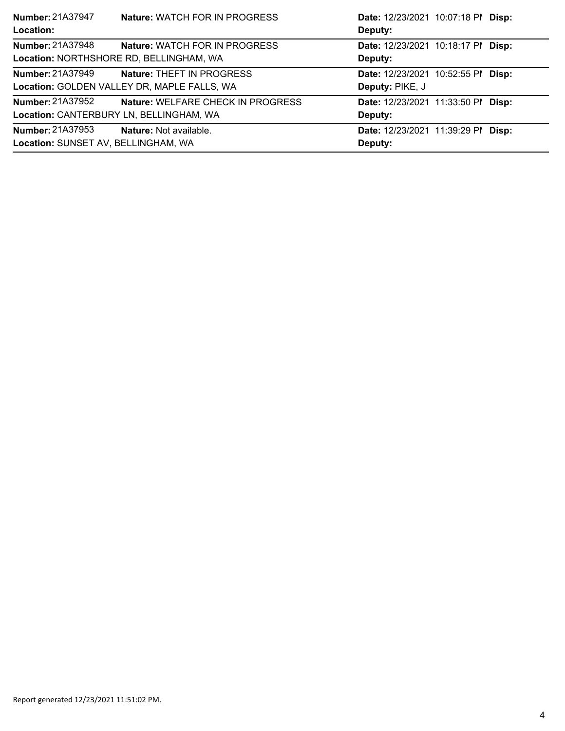**Number:** 21A37947 **Nature:** WATCH FOR IN PROGRESS **Date:** 12/23/2021 10:07:18 PM **Disp:**
**Location:** **Deputy:**

**Number:** 21A37948 **Nature:** WATCH FOR IN PROGRESS **Date:** 12/23/2021 10:18:17 PM **Disp:**
**Location:** NORTHSHORE RD, BELLINGHAM, WA **Deputy:**

**Number:** 21A37949 **Nature:** THEFT IN PROGRESS **Date:** 12/23/2021 10:52:55 PM **Disp:**
**Location:** GOLDEN VALLEY DR, MAPLE FALLS, WA **Deputy:** PIKE, J

**Number:** 21A37952 **Nature:** WELFARE CHECK IN PROGRESS **Date:** 12/23/2021 11:33:50 PM **Disp:**
**Location:** CANTERBURY LN, BELLINGHAM, WA **Deputy:**

**Number:** 21A37953 **Nature:** Not available. **Date:** 12/23/2021 11:39:29 PM **Disp:**
**Location:** SUNSET AV, BELLINGHAM, WA **Deputy:**

Report generated 12/23/2021 11:51:02 PM.